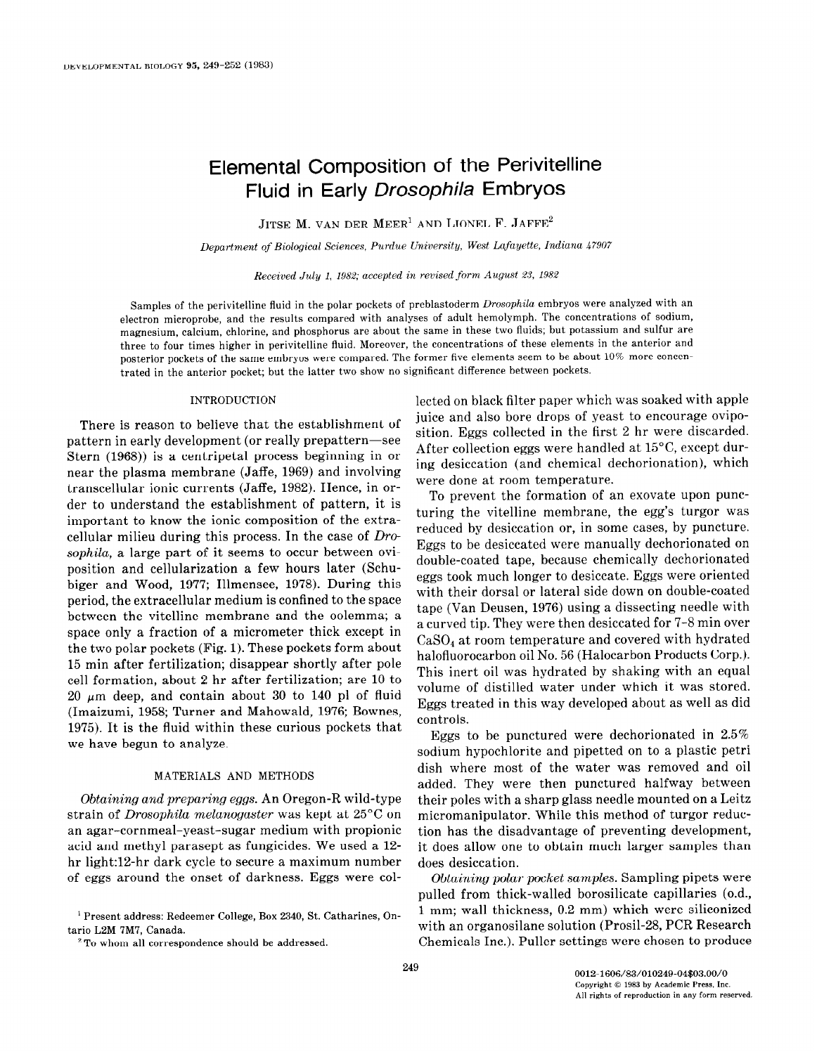# Elemental Composition of the Perivitelline Fluid in Early *Drosophila* Embryos

JITSE M. VAN DER MEER[1] AND LIONEL F. JAFFE[2]

*Department of Biological Sciences, Purdue University, West Lafayette, Indiana 47907*

*Received July 1, 1982; accepted in revised form August 23, 1982*

Samples of the perivitelline fluid in the polar pockets of preblastoderm *Drosophila* embryos were analyzed with an electron microprobe, and the results compared with analyses of adult hemolymph. The concentrations of sodium, magnesium, calcium, chlorine, and phosphorus are about the same in these two fluids; but potassium and sulfur are three to four times higher in perivitelline fluid. Moreover, the concentrations of these elements in the anterior and posterior pockets of the same embryos were compared. The former five elements seem to be about 10% more concentrated in the anterior pocket; but the latter two show no significant difference between pockets.

## INTRODUCTION

There is reason to believe that the establishment of pattern in early development (or really prepattern—see Stern (1968)) is a centripetal process beginning in or near the plasma membrane (Jaffe, 1969) and involving transcellular ionic currents (Jaffe, 1982). Hence, in order to understand the establishment of pattern, it is important to know the ionic composition of the extracellular milieu during this process. In the case of *Drosophila*, a large part of it seems to occur between oviposition and cellularization a few hours later (Schubiger and Wood, 1977; Illmensee, 1978). During this period, the extracellular medium is confined to the space between the vitelline membrane and the oolemma; a space only a fraction of a micrometer thick except in the two polar pockets (Fig. 1). These pockets form about 15 min after fertilization; disappear shortly after pole cell formation, about 2 hr after fertilization; are 10 to 20 $\mu$m deep, and contain about 30 to 140 pl of fluid (Imaizumi, 1958; Turner and Mahowald, 1976; Bownes, 1975). It is the fluid within these curious pockets that we have begun to analyze.

## MATERIALS AND METHODS

*Obtaining and preparing eggs.* An Oregon-R wild-type strain of *Drosophila melanogaster* was kept at 25°C on an agar-cornmeal-yeast-sugar medium with propionic acid and methyl parasept as fungicides. We used a 12-hr light:12-hr dark cycle to secure a maximum number of eggs around the onset of darkness. Eggs were collected on black filter paper which was soaked with apple juice and also bore drops of yeast to encourage oviposition. Eggs collected in the first 2 hr were discarded. After collection eggs were handled at 15°C, except during desiccation (and chemical dechorionation), which were done at room temperature.

To prevent the formation of an exovate upon puncturing the vitelline membrane, the egg's turgor was reduced by desiccation or, in some cases, by puncture. Eggs to be desiccated were manually dechorionated on double-coated tape, because chemically dechorionated eggs took much longer to desiccate. Eggs were oriented with their dorsal or lateral side down on double-coated tape (Van Deusen, 1976) using a dissecting needle with a curved tip. They were then desiccated for 7–8 min over $CaSO_4$ at room temperature and covered with hydrated halofluorocarbon oil No. 56 (Halocarbon Products Corp.). This inert oil was hydrated by shaking with an equal volume of distilled water under which it was stored. Eggs treated in this way developed about as well as did controls.

Eggs to be punctured were dechorionated in 2.5% sodium hypochlorite and pipetted on to a plastic petri dish where most of the water was removed and oil added. They were then punctured halfway between their poles with a sharp glass needle mounted on a Leitz micromanipulator. While this method of turgor reduction has the disadvantage of preventing development, it does allow one to obtain much larger samples than does desiccation.

*Obtaining polar pocket samples.* Sampling pipets were pulled from thick-walled borosilicate capillaries (o.d., 1 mm; wall thickness, 0.2 mm) which were siliconized with an organosilane solution (Prosil-28, PCR Research Chemicals Inc.). Puller settings were chosen to produce

[1] Present address: Redeemer College, Box 2340, St. Catharines, Ontario L2M 7M7, Canada.

[2] To whom all correspondence should be addressed.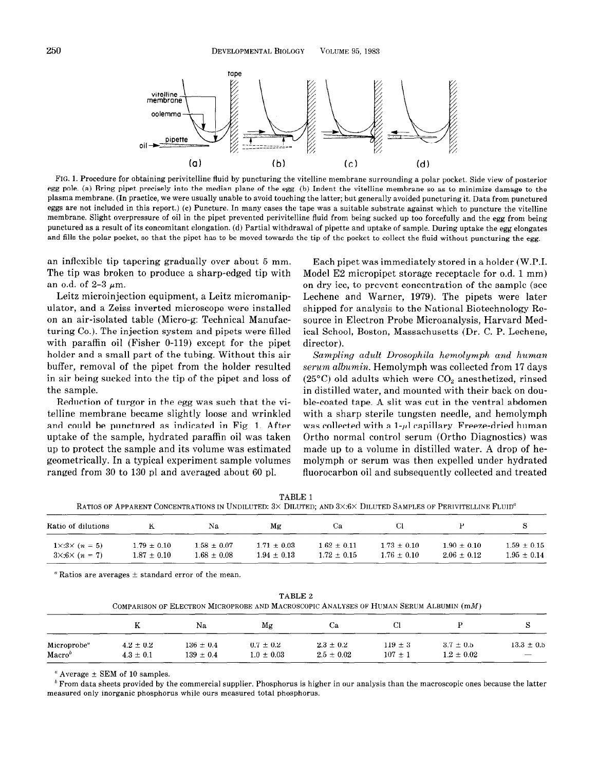FIG. 1. Procedure for obtaining perivitelline fluid by puncturing the vitelline membrane surrounding a polar pocket. Side view of posterior egg pole. (a) Bring pipet precisely into the median plane of the egg. (b) Indent the vitelline membrane so as to minimize damage to the plasma membrane. (In practice, we were usually unable to avoid touching the latter; but generally avoided puncturing it. Data from punctured eggs are not included in this report.) (c) Puncture. In many cases the tape was a suitable substrate against which to puncture the vitelline membrane. Slight overpressure of oil in the pipet prevented perivitelline fluid from being sucked up too forcefully and the egg from being punctured as a result of its concomitant elongation. (d) Partial withdrawal of pipette and uptake of sample. During uptake the egg elongates and fills the polar pocket, so that the pipet has to be moved towards the tip of the pocket to collect the fluid without puncturing the egg.

an inflexible tip tapering gradually over about 5 mm. The tip was broken to produce a sharp-edged tip with an o.d. of 2–3 $\mu$m.

Leitz microinjection equipment, a Leitz micromanipulator, and a Zeiss inverted microscope were installed on an air-isolated table (Micro-g: Technical Manufacturing Co.). The injection system and pipets were filled with paraffin oil (Fisher 0-119) except for the pipet holder and a small part of the tubing. Without this air buffer, removal of the pipet from the holder resulted in air being sucked into the tip of the pipet and loss of the sample.

Reduction of turgor in the egg was such that the vitelline membrane became slightly loose and wrinkled and could be punctured as indicated in Fig. 1. After uptake of the sample, hydrated paraffin oil was taken up to protect the sample and its volume was estimated geometrically. In a typical experiment sample volumes ranged from 30 to 130 pl and averaged about 60 pl.

Each pipet was immediately stored in a holder (W.P.I. Model E2 micropipet storage receptacle for o.d. 1 mm) on dry ice, to prevent concentration of the sample (see Lechene and Warner, 1979). The pipets were later shipped for analysis to the National Biotechnology Resource in Electron Probe Microanalysis, Harvard Medical School, Boston, Massachusetts (Dr. C. P. Lechene, director).

*Sampling adult Drosophila hemolymph and human serum albumin.* Hemolymph was collected from 17 days (25°C) old adults which were $CO_2$ anesthetized, rinsed in distilled water, and mounted with their back on double-coated tape. A slit was cut in the ventral abdomen with a sharp sterile tungsten needle, and hemolymph was collected with a 1-$\mu$l capillary. Freeze-dried human Ortho normal control serum (Ortho Diagnostics) was made up to a volume in distilled water. A drop of hemolymph or serum was then expelled under hydrated fluorocarbon oil and subsequently collected and treated

TABLE 1

RATIOS OF APPARENT CONCENTRATIONS IN UNDILUTED: 3× DILUTED; AND 3×:6× DILUTED SAMPLES OF PERIVITELLINE FLUID[a]

| Ratio of dilutions | K | Na | Mg | Ca | Cl | P | S |
|---|---|---|---|---|---|---|---|
| 1×:3× ($n = 5$) | 1.79 ± 0.10 | 1.58 ± 0.07 | 1.71 ± 0.03 | 1.62 ± 0.11 | 1.73 ± 0.10 | 1.90 ± 0.10 | 1.59 ± 0.15 |
| 3×:6× ($n = 7$) | 1.87 ± 0.10 | 1.68 ± 0.08 | 1.94 ± 0.13 | 1.72 ± 0.15 | 1.76 ± 0.10 | 2.06 ± 0.12 | 1.95 ± 0.14 |

[a] Ratios are averages ± standard error of the mean.

TABLE 2

COMPARISON OF ELECTRON MICROPROBE AND MACROSCOPIC ANALYSES OF HUMAN SERUM ALBUMIN (m*M*)

| | K | Na | Mg | Ca | Cl | P | S |
|---|---|---|---|---|---|---|---|
| Microprobe[a] | 4.2 ± 0.2 | 136 ± 0.4 | 0.7 ± 0.2 | 2.3 ± 0.2 | 119 ± 3 | 3.7 ± 0.5 | 13.3 ± 0.5 |
| Macro[b] | 4.3 ± 0.1 | 139 ± 0.4 | 1.0 ± 0.03 | 2.5 ± 0.02 | 107 ± 1 | 1.2 ± 0.02 | — |

[a] Average ± SEM of 10 samples.

[b] From data sheets provided by the commercial supplier. Phosphorus is higher in our analysis than the macroscopic ones because the latter measured only inorganic phosphorus while ours measured total phosphorus.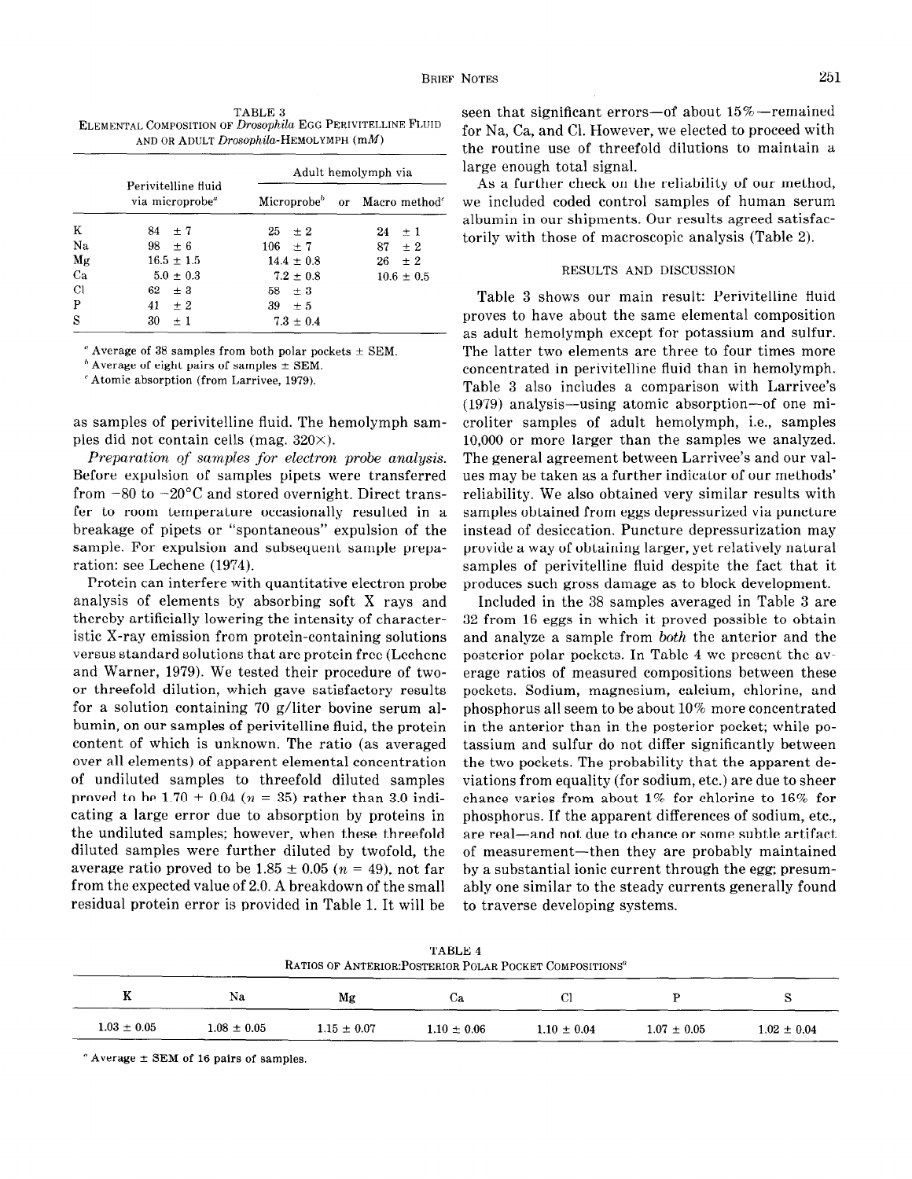TABLE 3
ELEMENTAL COMPOSITION OF *Drosophila* EGG PERIVITELLINE FLUID AND OR ADULT *Drosophila*-HEMOLYMPH (m*M*)

| | Perivitelline fluid via microprobe[a] | Adult hemolymph via Microprobe[b] | or Macro method[c] |
|---|---|---|---|
| K | 84 ± 7 | 25 ± 2 | 24 ± 1 |
| Na | 98 ± 6 | 106 ± 7 | 87 ± 2 |
| Mg | 16.5 ± 1.5 | 14.4 ± 0.8 | 26 ± 2 |
| Ca | 5.0 ± 0.3 | 7.2 ± 0.8 | 10.6 ± 0.5 |
| Cl | 62 ± 3 | 58 ± 3 | |
| P | 41 ± 2 | 39 ± 5 | |
| S | 30 ± 1 | 7.3 ± 0.4 | |

[a] Average of 38 samples from both polar pockets ± SEM.
[b] Average of eight pairs of samples ± SEM.
[c] Atomic absorption (from Larrivee, 1979).

as samples of perivitelline fluid. The hemolymph samples did not contain cells (mag. 320×).

*Preparation of samples for electron probe analysis.* Before expulsion of samples pipets were transferred from −80 to −20°C and stored overnight. Direct transfer to room temperature occasionally resulted in a breakage of pipets or "spontaneous" expulsion of the sample. For expulsion and subsequent sample preparation: see Lechene (1974).

Protein can interfere with quantitative electron probe analysis of elements by absorbing soft X rays and thereby artificially lowering the intensity of characteristic X-ray emission from protein-containing solutions versus standard solutions that are protein free (Lechene and Warner, 1979). We tested their procedure of two- or threefold dilution, which gave satisfactory results for a solution containing 70 g/liter bovine serum albumin, on our samples of perivitelline fluid, the protein content of which is unknown. The ratio (as averaged over all elements) of apparent elemental concentration of undiluted samples to threefold diluted samples proved to be 1.70 ± 0.04 ($n$ = 35) rather than 3.0 indicating a large error due to absorption by proteins in the undiluted samples; however, when these threefold diluted samples were further diluted by twofold, the average ratio proved to be 1.85 ± 0.05 ($n$ = 49), not far from the expected value of 2.0. A breakdown of the small residual protein error is provided in Table 1. It will be seen that significant errors—of about 15%—remained for Na, Ca, and Cl. However, we elected to proceed with the routine use of threefold dilutions to maintain a large enough total signal.

As a further check on the reliability of our method, we included coded control samples of human serum albumin in our shipments. Our results agreed satisfactorily with those of macroscopic analysis (Table 2).

## RESULTS AND DISCUSSION

Table 3 shows our main result: Perivitelline fluid proves to have about the same elemental composition as adult hemolymph except for potassium and sulfur. The latter two elements are three to four times more concentrated in perivitelline fluid than in hemolymph. Table 3 also includes a comparison with Larrivee's (1979) analysis—using atomic absorption—of one microliter samples of adult hemolymph, i.e., samples 10,000 or more larger than the samples we analyzed. The general agreement between Larrivee's and our values may be taken as a further indicator of our methods' reliability. We also obtained very similar results with samples obtained from eggs depressurized via puncture instead of desiccation. Puncture depressurization may provide a way of obtaining larger, yet relatively natural samples of perivitelline fluid despite the fact that it produces such gross damage as to block development.

Included in the 38 samples averaged in Table 3 are 32 from 16 eggs in which it proved possible to obtain and analyze a sample from *both* the anterior and the posterior polar pockets. In Table 4 we present the average ratios of measured compositions between these pockets. Sodium, magnesium, calcium, chlorine, and phosphorus all seem to be about 10% more concentrated in the anterior than in the posterior pocket; while potassium and sulfur do not differ significantly between the two pockets. The probability that the apparent deviations from equality (for sodium, etc.) are due to sheer chance varies from about 1% for chlorine to 16% for phosphorus. If the apparent differences of sodium, etc., are real—and not due to chance or some subtle artifact of measurement—then they are probably maintained by a substantial ionic current through the egg; presumably one similar to the steady currents generally found to traverse developing systems.

TABLE 4
RATIOS OF ANTERIOR:POSTERIOR POLAR POCKET COMPOSITIONS[a]

| K | Na | Mg | Ca | Cl | P | S |
|---|---|---|---|---|---|---|
| 1.03 ± 0.05 | 1.08 ± 0.05 | 1.15 ± 0.07 | 1.10 ± 0.06 | 1.10 ± 0.04 | 1.07 ± 0.05 | 1.02 ± 0.04 |

[a] Average ± SEM of 16 pairs of samples.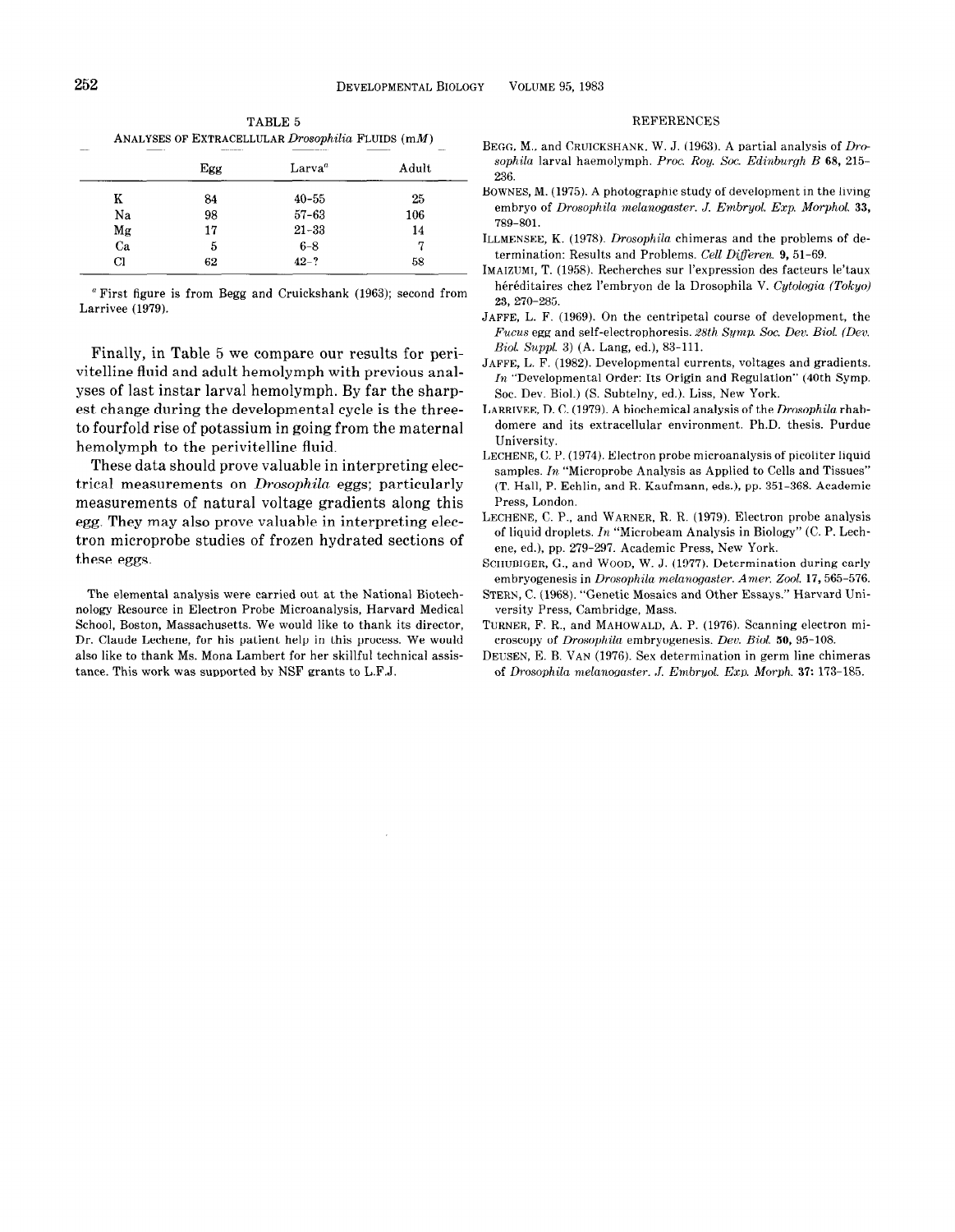TABLE 5
ANALYSES OF EXTRACELLULAR *Drosophilia* FLUIDS (m*M*)

| | Egg | Larva[a] | Adult |
|---|---|---|---|
| K | 84 | 40–55 | 25 |
| Na | 98 | 57–63 | 106 |
| Mg | 17 | 21–33 | 14 |
| Ca | 5 | 6–8 | 7 |
| Cl | 62 | 42–? | 58 |

[a] First figure is from Begg and Cruickshank (1963); second from Larrivee (1979).

Finally, in Table 5 we compare our results for perivitelline fluid and adult hemolymph with previous analyses of last instar larval hemolymph. By far the sharpest change during the developmental cycle is the three- to fourfold rise of potassium in going from the maternal hemolymph to the perivitelline fluid.

These data should prove valuable in interpreting electrical measurements on *Drosophila* eggs; particularly measurements of natural voltage gradients along this egg. They may also prove valuable in interpreting electron microprobe studies of frozen hydrated sections of these eggs.

The elemental analysis were carried out at the National Biotechnology Resource in Electron Probe Microanalysis, Harvard Medical School, Boston, Massachusetts. We would like to thank its director, Dr. Claude Lechene, for his patient help in this process. We would also like to thank Ms. Mona Lambert for her skillful technical assistance. This work was supported by NSF grants to L.F.J.

## REFERENCES

BEGG, M., and CRUICKSHANK, W. J. (1963). A partial analysis of *Drosophila* larval haemolymph. *Proc. Roy. Soc. Edinburgh B* **68**, 215–236.

BOWNES, M. (1975). A photographic study of development in the living embryo of *Drosophila melanogaster*. *J. Embryol. Exp. Morphol.* **33**, 789–801.

ILLMENSEE, K. (1978). *Drosophila* chimeras and the problems of determination: Results and Problems. *Cell Differen.* **9**, 51–69.

IMAIZUMI, T. (1958). Recherches sur l'expression des facteurs le'taux héréditaires chez l'embryon de la Drosophila V. *Cytologia (Tokyo)* **23**, 270–285.

JAFFE, L. F. (1969). On the centripetal course of development, the *Fucus* egg and self-electrophoresis. *28th Symp. Soc. Dev. Biol. (Dev. Biol. Suppl.* 3) (A. Lang, ed.), 83–111.

JAFFE, L. F. (1982). Developmental currents, voltages and gradients. *In* "Developmental Order: Its Origin and Regulation" (40th Symp. Soc. Dev. Biol.) (S. Subtelny, ed.). Liss, New York.

LARRIVEE, D. C. (1979). A biochemical analysis of the *Drosophila* rhabdomere and its extracellular environment. Ph.D. thesis. Purdue University.

LECHENE, C. P. (1974). Electron probe microanalysis of picoliter liquid samples. *In* "Microprobe Analysis as Applied to Cells and Tissues" (T. Hall, P. Echlin, and R. Kaufmann, eds.), pp. 351–368. Academic Press, London.

LECHENE, C. P., and WARNER, R. R. (1979). Electron probe analysis of liquid droplets. *In* "Microbeam Analysis in Biology" (C. P. Lechene, ed.), pp. 279–297. Academic Press, New York.

SCHUBIGER, G., and WOOD, W. J. (1977). Determination during early embryogenesis in *Drosophila melanogaster*. *Amer. Zool.* **17**, 565–576.

STERN, C. (1968). "Genetic Mosaics and Other Essays." Harvard University Press, Cambridge, Mass.

TURNER, F. R., and MAHOWALD, A. P. (1976). Scanning electron microscopy of *Drosophila* embryogenesis. *Dev. Biol.* **50**, 95–108.

DEUSEN, E. B. VAN (1976). Sex determination in germ line chimeras of *Drosophila melanogaster*. *J. Embryol. Exp. Morph.* **37**: 173–185.